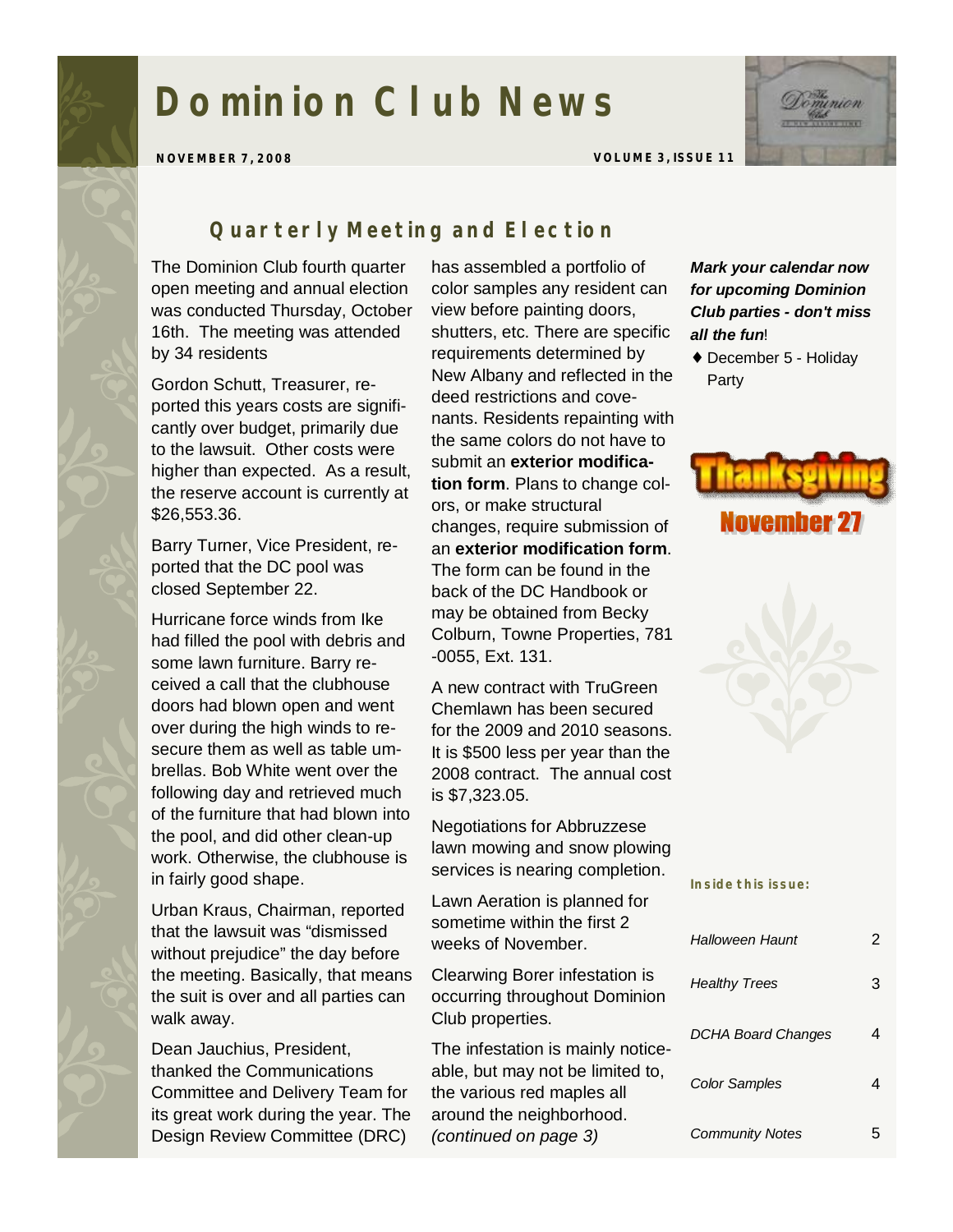# Dominion Club News

**NOVEMBER 7, 2008**

**VOLUME 3, ISSUE 11**

## Quarterly Meeting and Election

The Dominion Club fourth quarter open meeting and annual election was conducted Thursday, October 16th. The meeting was attended by 34 residents

Gordon Schutt, Treasurer, reported this years costs are significantly over budget, primarily due to the lawsuit. Other costs were higher than expected. As a result, the reserve account is currently at $26,553.36.

Barry Turner, Vice President, reported that the DC pool was closed September 22.

Hurricane force winds from Ike had filled the pool with debris and some lawn furniture. Barry received a call that the clubhouse doors had blown open and went over during the high winds to resecure them as well as table umbrellas. Bob White went over the following day and retrieved much of the furniture that had blown into the pool, and did other clean-up work. Otherwise, the clubhouse is in fairly good shape.

Urban Kraus, Chairman, reported that the lawsuit was "dismissed without prejudice" the day before the meeting. Basically, that means the suit is over and all parties can walk away.

Dean Jauchius, President, thanked the Communications Committee and Delivery Team for its great work during the year. The Design Review Committee (DRC) has assembled a portfolio of color samples any resident can view before painting doors, shutters, etc. There are specific requirements determined by New Albany and reflected in the deed restrictions and covenants. Residents repainting with the same colors do not have to submit an **exterior modification form**. Plans to change colors, or make structural changes, require submission of an **exterior modification form**. The form can be found in the back of the DC Handbook or may be obtained from Becky Colburn, Towne Properties, 781-0055, Ext. 131.

A new contract with TruGreen Chemlawn has been secured for the 2009 and 2010 seasons. It is $500 less per year than the 2008 contract. The annual cost is $7,323.05.

Negotiations for Abbruzzese lawn mowing and snow plowing services is nearing completion.

Lawn Aeration is planned for sometime within the first 2 weeks of November.

Clearwing Borer infestation is occurring throughout Dominion Club properties.

The infestation is mainly noticeable, but may not be limited to, the various red maples all around the neighborhood. *(continued on page 3)*

***Mark your calendar now for upcoming Dominion Club parties - don't miss all the fun!***

- December 5 - Holiday Party

**Thanksgiving**
**November 27**

**Inside this issue:**

| | |
|---|---|
| *Halloween Haunt* | 2 |
| *Healthy Trees* | 3 |
| *DCHA Board Changes* | 4 |
| *Color Samples* | 4 |
| *Community Notes* | 5 |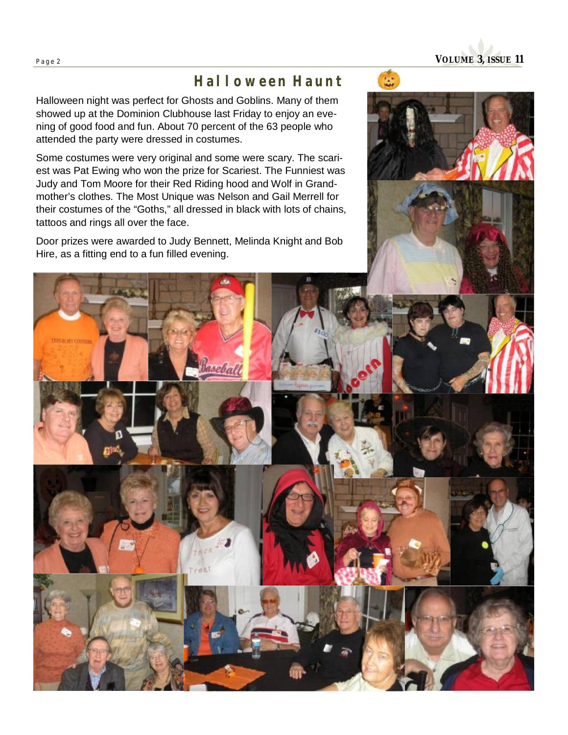## Halloween Haunt

Halloween night was perfect for Ghosts and Goblins. Many of them showed up at the Dominion Clubhouse last Friday to enjoy an evening of good food and fun. About 70 percent of the 63 people who attended the party were dressed in costumes.

Some costumes were very original and some were scary. The scariest was Pat Ewing who won the prize for Scariest. The Funniest was Judy and Tom Moore for their Red Riding hood and Wolf in Grandmother's clothes. The Most Unique was Nelson and Gail Merrell for their costumes of the "Goths," all dressed in black with lots of chains, tattoos and rings all over the face.

Door prizes were awarded to Judy Bennett, Melinda Knight and Bob Hire, as a fitting end to a fun filled evening.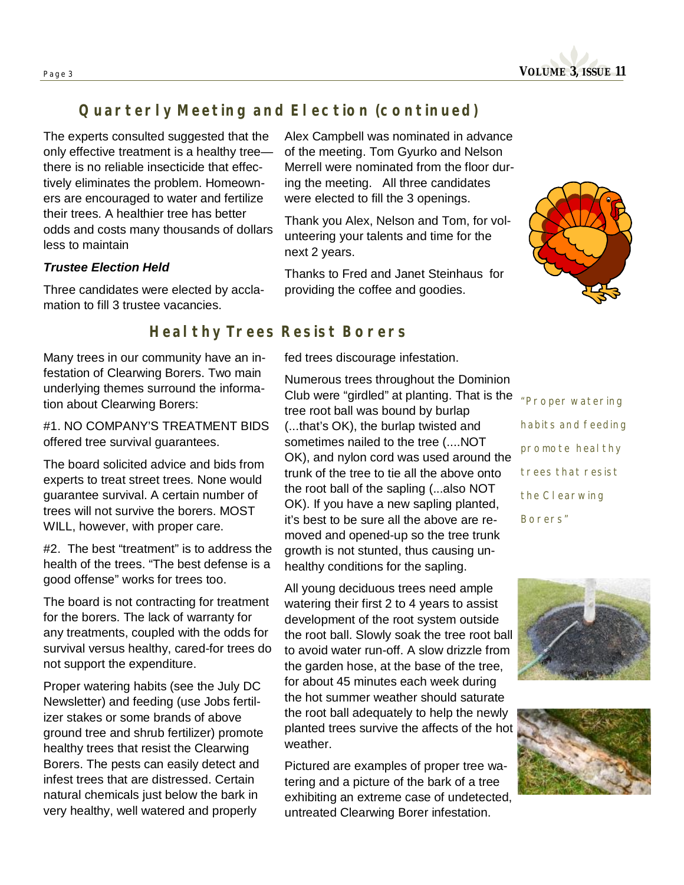## Quarterly Meeting and Election (continued)

The experts consulted suggested that the only effective treatment is a healthy tree—there is no reliable insecticide that effectively eliminates the problem. Homeowners are encouraged to water and fertilize their trees. A healthier tree has better odds and costs many thousands of dollars less to maintain

***Trustee Election Held***

Three candidates were elected by acclamation to fill 3 trustee vacancies.

Alex Campbell was nominated in advance of the meeting. Tom Gyurko and Nelson Merrell were nominated from the floor during the meeting. All three candidates were elected to fill the 3 openings.

Thank you Alex, Nelson and Tom, for volunteering your talents and time for the next 2 years.

Thanks to Fred and Janet Steinhaus for providing the coffee and goodies.

## Healthy Trees Resist Borers

Many trees in our community have an infestation of Clearwing Borers. Two main underlying themes surround the information about Clearwing Borers:

#1. NO COMPANY'S TREATMENT BIDS offered tree survival guarantees.

The board solicited advice and bids from experts to treat street trees. None would guarantee survival. A certain number of trees will not survive the borers. MOST WILL, however, with proper care.

#2. The best "treatment" is to address the health of the trees. "The best defense is a good offense" works for trees too.

The board is not contracting for treatment for the borers. The lack of warranty for any treatments, coupled with the odds for survival versus healthy, cared-for trees do not support the expenditure.

Proper watering habits (see the July DC Newsletter) and feeding (use Jobs fertilizer stakes or some brands of above ground tree and shrub fertilizer) promote healthy trees that resist the Clearwing Borers. The pests can easily detect and infest trees that are distressed. Certain natural chemicals just below the bark in very healthy, well watered and properly fed trees discourage infestation.

Numerous trees throughout the Dominion Club were "girdled" at planting. That is the tree root ball was bound by burlap (...that's OK), the burlap twisted and sometimes nailed to the tree (....NOT OK), and nylon cord was used around the trunk of the tree to tie all the above onto the root ball of the sapling (...also NOT OK). If you have a new sapling planted, it's best to be sure all the above are removed and opened-up so the tree trunk growth is not stunted, thus causing unhealthy conditions for the sapling.

All young deciduous trees need ample watering their first 2 to 4 years to assist development of the root system outside the root ball. Slowly soak the tree root ball to avoid water run-off. A slow drizzle from the garden hose, at the base of the tree, for about 45 minutes each week during the hot summer weather should saturate the root ball adequately to help the newly planted trees survive the affects of the hot weather.

Pictured are examples of proper tree watering and a picture of the bark of a tree exhibiting an extreme case of undetected, untreated Clearwing Borer infestation.

"Proper watering habits and feeding promote healthy trees that resist the Clearwing Borers"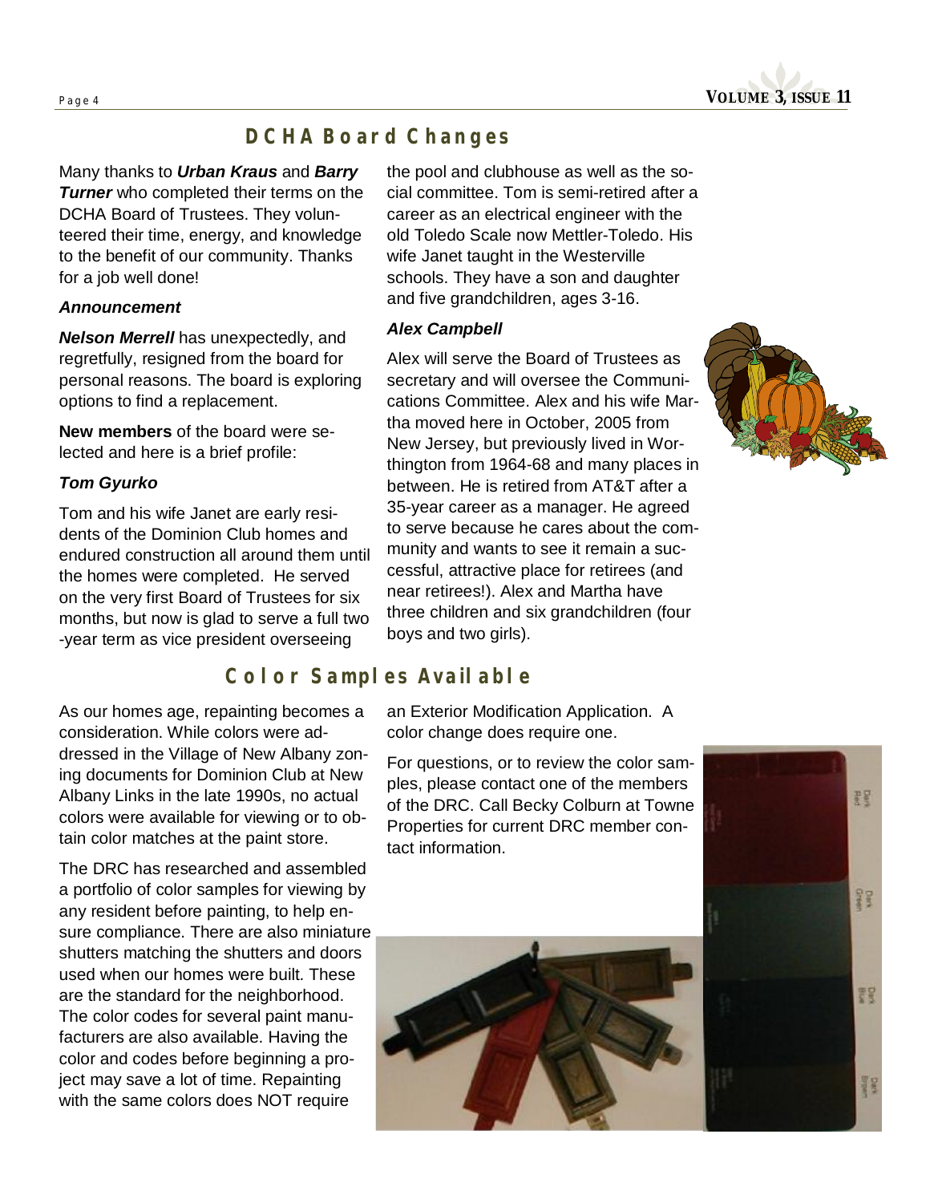## DCHA Board Changes

Many thanks to ***Urban Kraus*** and ***Barry Turner*** who completed their terms on the DCHA Board of Trustees. They volunteered their time, energy, and knowledge to the benefit of our community. Thanks for a job well done!

***Announcement***

***Nelson Merrell*** has unexpectedly, and regretfully, resigned from the board for personal reasons. The board is exploring options to find a replacement.

**New members** of the board were selected and here is a brief profile:

***Tom Gyurko***

Tom and his wife Janet are early residents of the Dominion Club homes and endured construction all around them until the homes were completed. He served on the very first Board of Trustees for six months, but now is glad to serve a full two-year term as vice president overseeing the pool and clubhouse as well as the social committee. Tom is semi-retired after a career as an electrical engineer with the old Toledo Scale now Mettler-Toledo. His wife Janet taught in the Westerville schools. They have a son and daughter and five grandchildren, ages 3-16.

***Alex Campbell***

Alex will serve the Board of Trustees as secretary and will oversee the Communications Committee. Alex and his wife Martha moved here in October, 2005 from New Jersey, but previously lived in Worthington from 1964-68 and many places in between. He is retired from AT&T after a 35-year career as a manager. He agreed to serve because he cares about the community and wants to see it remain a successful, attractive place for retirees (and near retirees!). Alex and Martha have three children and six grandchildren (four boys and two girls).

## Color Samples Available

As our homes age, repainting becomes a consideration. While colors were addressed in the Village of New Albany zoning documents for Dominion Club at New Albany Links in the late 1990s, no actual colors were available for viewing or to obtain color matches at the paint store.

The DRC has researched and assembled a portfolio of color samples for viewing by any resident before painting, to help ensure compliance. There are also miniature shutters matching the shutters and doors used when our homes were built. These are the standard for the neighborhood. The color codes for several paint manufacturers are also available. Having the color and codes before beginning a project may save a lot of time. Repainting with the same colors does NOT require an Exterior Modification Application. A color change does require one.

For questions, or to review the color samples, please contact one of the members of the DRC. Call Becky Colburn at Towne Properties for current DRC member contact information.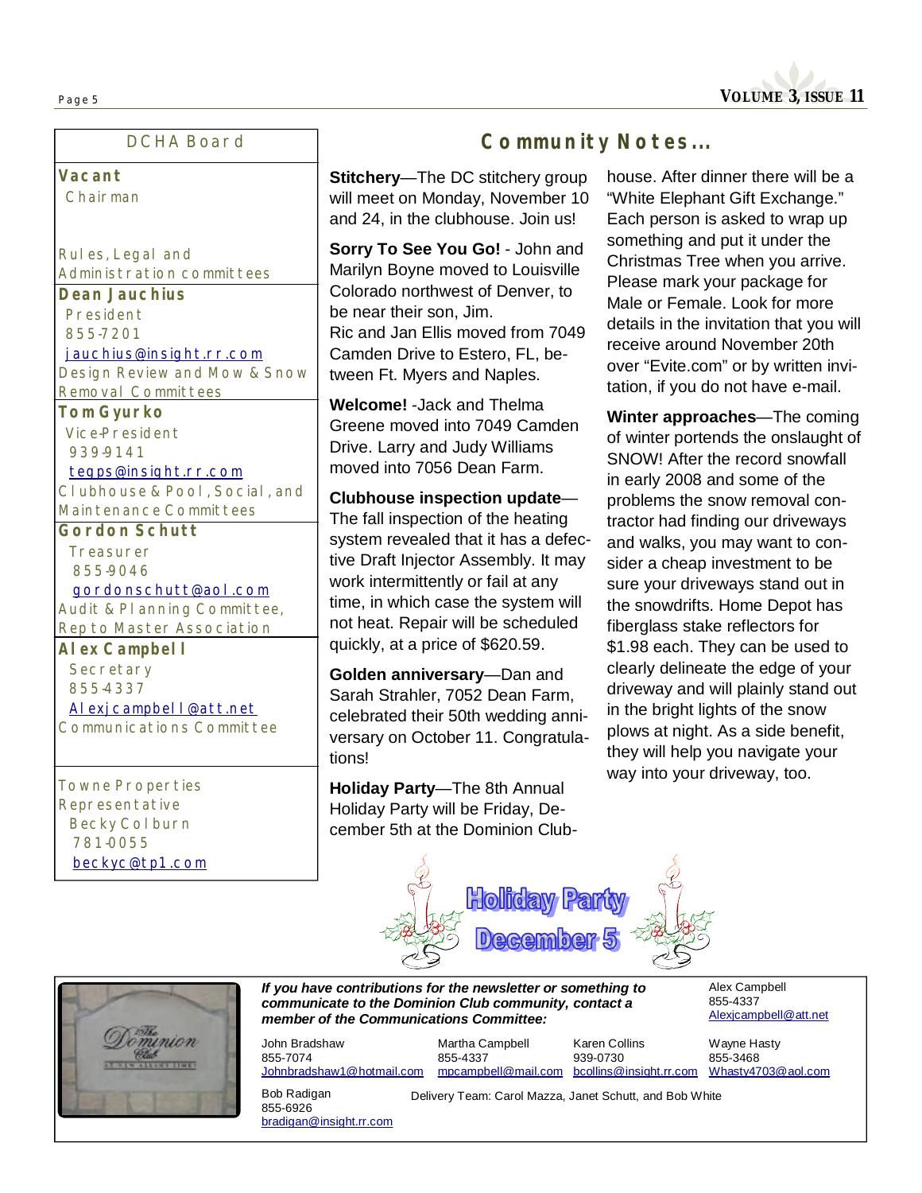## DCHA Board

**Vacant**
Chairman

Rules, Legal and Administration committees

**Dean Jauchius**
President
855-7201
jauchius@insight.rr.com
Design Review and Mow & Snow Removal Committees

**Tom Gyurko**
Vice-President
939-9141
tegps@insight.rr.com
Clubhouse & Pool, Social, and Maintenance Committees

**Gordon Schutt**
Treasurer
855-9046
gordonschutt@aol.com
Audit & Planning Committee, Rep to Master Association

**Alex Campbell**
Secretary
855-4337
Alexjcampbell@att.net
Communications Committee

Towne Properties Representative
Becky Colburn
781-0055
beckyc@tp1.com

## Community Notes...

**Stitchery**—The DC stitchery group will meet on Monday, November 10 and 24, in the clubhouse. Join us!

**Sorry To See You Go!** - John and Marilyn Boyne moved to Louisville Colorado northwest of Denver, to be near their son, Jim.
Ric and Jan Ellis moved from 7049 Camden Drive to Estero, FL, between Ft. Myers and Naples.

**Welcome!** -Jack and Thelma Greene moved into 7049 Camden Drive. Larry and Judy Williams moved into 7056 Dean Farm.

**Clubhouse inspection update**—The fall inspection of the heating system revealed that it has a defective Draft Injector Assembly. It may work intermittently or fail at any time, in which case the system will not heat. Repair will be scheduled quickly, at a price of $620.59.

**Golden anniversary**—Dan and Sarah Strahler, 7052 Dean Farm, celebrated their 50th wedding anniversary on October 11. Congratulations!

**Holiday Party**—The 8th Annual Holiday Party will be Friday, December 5th at the Dominion Clubhouse. After dinner there will be a "White Elephant Gift Exchange." Each person is asked to wrap up something and put it under the Christmas Tree when you arrive. Please mark your package for Male or Female. Look for more details in the invitation that you will receive around November 20th over "Evite.com" or by written invitation, if you do not have e-mail.

**Winter approaches**—The coming of winter portends the onslaught of SNOW! After the record snowfall in early 2008 and some of the problems the snow removal contractor had finding our driveways and walks, you may want to consider a cheap investment to be sure your driveways stand out in the snowdrifts. Home Depot has fiberglass stake reflectors for $1.98 each. They can be used to clearly delineate the edge of your driveway and will plainly stand out in the bright lights of the snow plows at night. As a side benefit, they will help you navigate your way into your driveway, too.

**Holiday Party**
**December 5**

***If you have contributions for the newsletter or something to communicate to the Dominion Club community, contact a member of the Communications Committee:***

Alex Campbell
855-4337
Alexjcampbell@att.net

John Bradshaw
855-7074
Johnbradshaw1@hotmail.com

Martha Campbell
855-4337
mpcampbell@mail.com

Karen Collins
939-0730
bcollins@insight.rr.com

Wayne Hasty
855-3468
Whasty4703@aol.com

Bob Radigan
855-6926
bradigan@insight.rr.com

Delivery Team: Carol Mazza, Janet Schutt, and Bob White